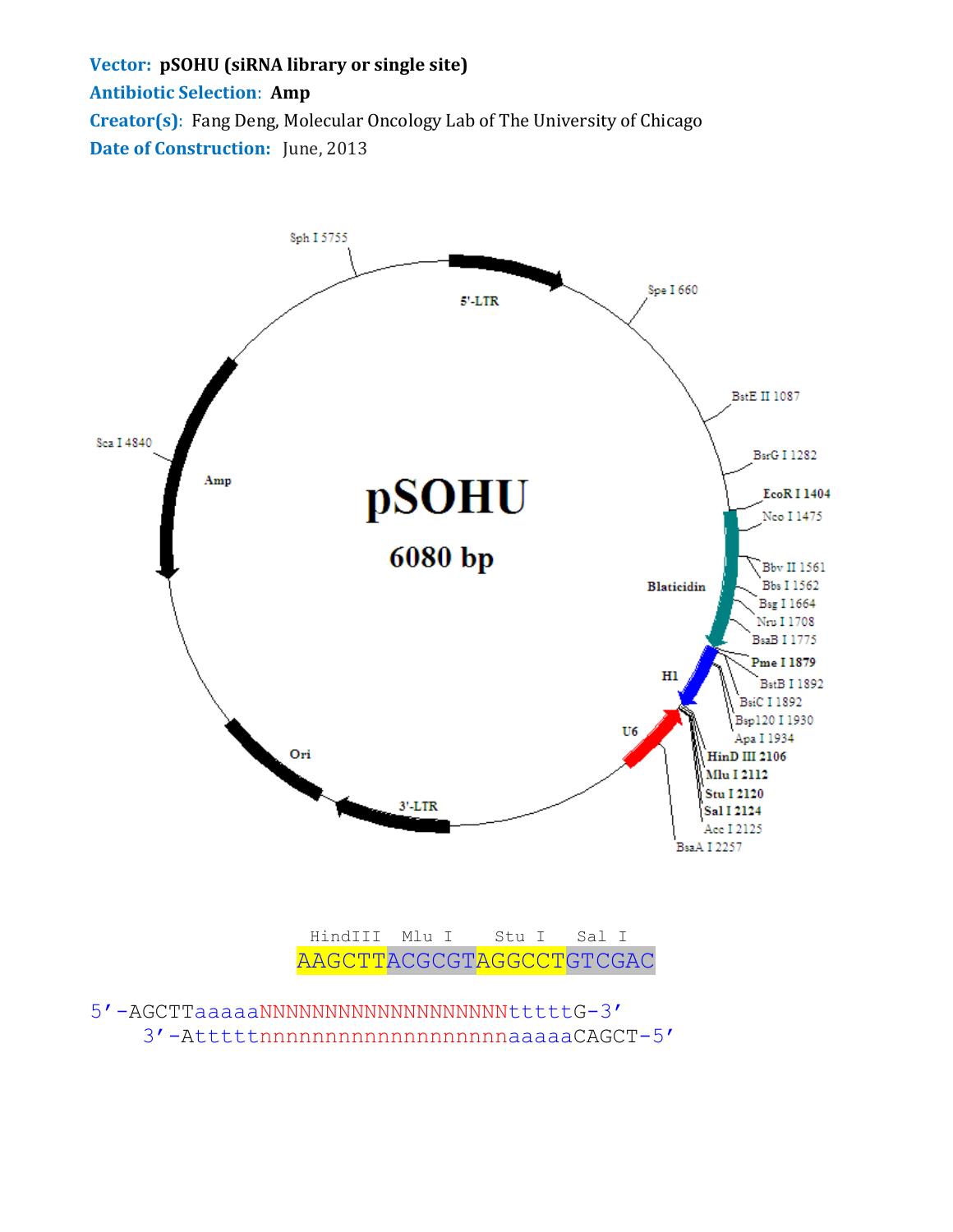**Vector:** **pSOHU (siRNA library or single site)**

**Antibiotic Selection**: **Amp**

**Creator(s)**: Fang Deng, Molecular Oncology Lab of The University of Chicago

**Date of Construction:** June, 2013

pSOHU

6080 bp

5'-LTR, Spe I 660, BstE II 1087, BsrG I 1282, EcoR I 1404, Nco I 1475, Blaticidin, Bbv II 1561, Bbs I 1562, Bsg I 1664, Nru I 1708, BsaB I 1775, Pme I 1879, H1, BstB I 1892, BsiC I 1892, Bsp120 I 1930, Apa I 1934, U6, HinD III 2106, Mlu I 2112, Stu I 2120, Sal I 2124, Acc I 2125, BsaA I 2257, 3'-LTR, Ori, Amp, Sca I 4840, Sph I 5755

```
HindIII  Mlu I    Stu I   Sal I
AAGCTTACGCGTAGGCCTGTCGAC

5'-AGCTTaaaaaNNNNNNNNNNNNNNNNNNNtttttG-3'
    3'-AtttttnnnnnnnnnnnnnnnnnnnaaaaaCAGCT-5'
```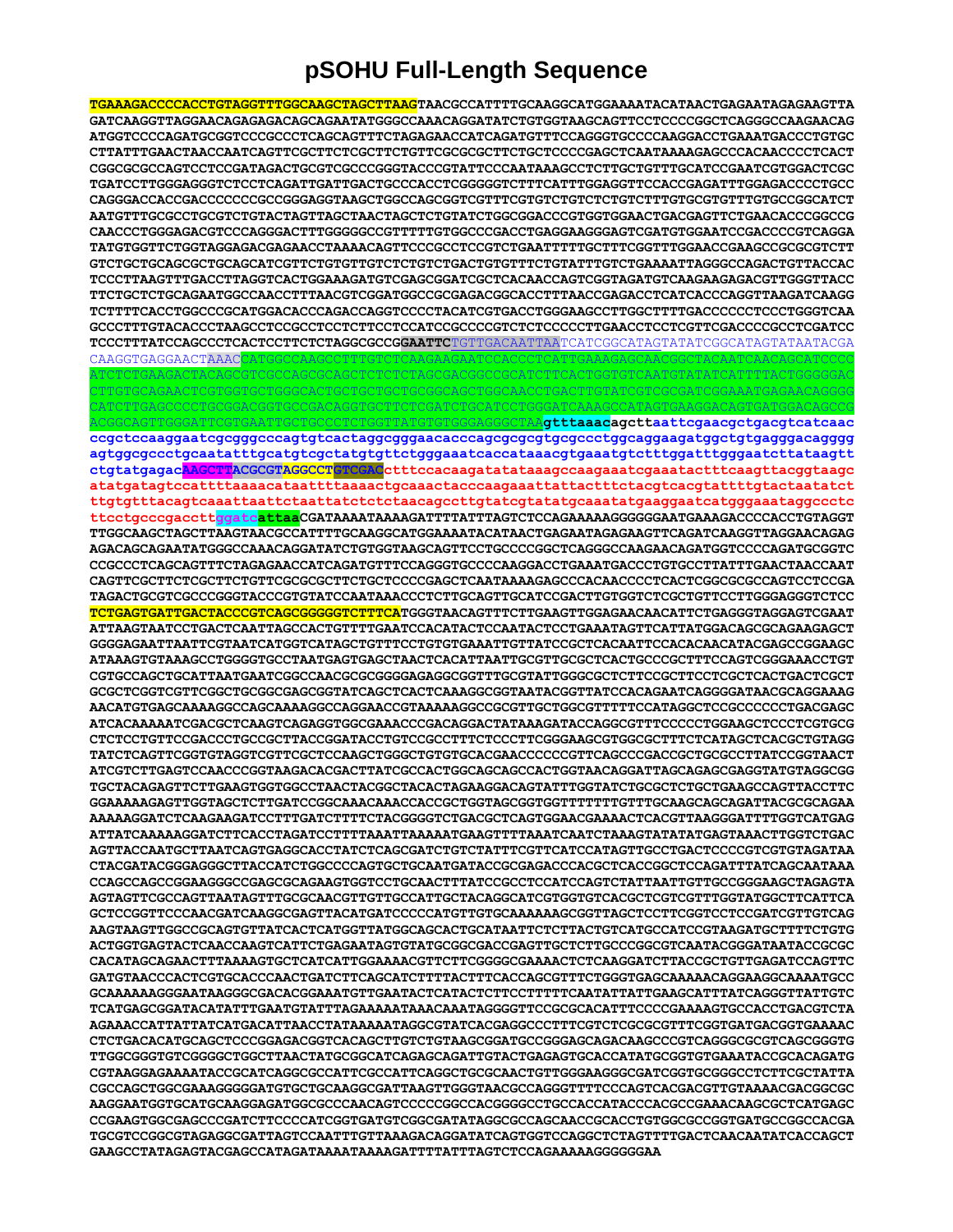# pSOHU Full-Length Sequence

```
TGAAAGACCCCACCTGTAGGTTTGGCAAGCTAGCTTAAGTAACGCCATTTTGCAAGGCATGGAAAATACATAACTGAGAATAGAGAAGTTA
GATCAAGGTTAGGAACAGAGAGACAGCAGAATATGGGCCAAACAGGATATCTGTGGTAAGCAGTTCCTCCCCGGCTCAGGGCCAAGAACAG
ATGGTCCCCAGATGCGGTCCCGCCCTCAGCAGTTTCTAGAGAACCATCAGATGTTTCCAGGGTGCCCCAAGGACCTGAAATGACCCTGTGC
CTTATTTGAACTAACCAATCAGTTCGCTTCTCGCTTCTGTTCGCGCGCTTCTGCTCCCCGAGCTCAATAAAAGAGCCCACAACCCCTCACT
CGGCGCGCCAGTCCTCCGATAGACTGCGTCGCCCGGGTACCCGTATTCCCAATAAAGCCTCTTGCTGTTTGCATCCGAATCGTGGACTCGC
TGATCCTTGGGAGGGTCTCCTCAGATTGATTGACTGCCCACCTCGGGGGTCTTTCATTTGGAGGTTCCACCGAGATTTGGAGACCCCTGCC
CAGGGACCACCGACCCCCCCGCCGGGAGGTAAGCTGGCCAGCGGTCGTTTCGTGTCTGTCTCTGTCTTTGTGCGTGTTTGTGCCGGCATCT
AATGTTTGCGCCTGCGTCTGTACTAGTTAGCTAACTAGCTCTGTATCTGGCGGACCCGTGGTGGAACTGACGAGTTCTGAACACCCGGCCG
CAACCCTGGGAGACGTCCCAGGGACTTTGGGGGCCGTTTTTGTGGCCCGACCTGAGGAAGGGAGTCGATGTGGAATCCGACCCCGTCAGGA
TATGTGGTTCTGGTAGGAGACGAGAACCTAAAACAGTTCCCGCCTCCGTCTGAATTTTTGCTTTCGGTTTGGAACCGAAGCCGCGCGTCTT
GTCTGCTGCAGCGCTGCAGCATCGTTCTGTGTTGTCTCTGTCTGACTGTGTTTCTGTATTTGTCTGAAAATTAGGGCCAGACTGTTACCAC
TCCCTTAAGTTTGACCTTAGGTCACTGGAAAGATGTCGAGCGGATCGCTCACAACCAGTCGGTAGATGTCAAGAAGAGACGTTGGGTTACC
TTCTGCTCTGCAGAATGGCCAACCTTTAACGTCGGATGGCCGCGAGACGGCACCTTTAACCGAGACCTCATCACCCAGGTTAAGATCAAGG
TCTTTTCACCTGGCCCGCATGGACACCCAGACCAGGTCCCCTACATCGTGACCTGGGAAGCCTTGGCTTTTGACCCCCCTCCCTGGGTCAA
GCCCTTTGTACACCCTAAGCCTCCGCCTCCTCTTCCTCCATCCGCCCCGTCTCTCCCCCTTGAACCTCCTCGTTCGACCCCGCCTCGATCC
TCCCTTTATCCAGCCCTCACTCCTTCTCTAGGCGCCGGAATTCTGTTGACAATTAATCATCGGCATAGTATATCGGCATAGTATAATACGA
CAAGGTGAGGAACTAAACCATGGCCAAGCCTTTGTCTCAAGAAGAATCCACCCTCATTGAAAGAGCAACGGCTACAATCAACAGCATCCCC
ATCTCTGAAGACTACAGCGTCGCCAGCGCAGCTCTCTCTAGCGACGGCCGCATCTTCACTGGTGTCAATGTATATCATTTTACTGGGGGAC
CTTGTGCAGAACTCGTGGTGCTGGGCACTGCTGCTGCTGCGGCAGCTGGCAACCTGACTTGTATCGTCGCGATCGGAAATGAGAACAGGGG
CATCTTGAGCCCCTGCGGACGGTGCCGACAGGTGCTTCTCGATCTGCATCCTGGGATCAAAGCCATAGTGAAGGACAGTGATGGACAGCCG
ACGGCAGTTGGGATTCGTGAATTGCTGCCCTCTGGTTATGTGTGGGAGGGCTAAgtttaaacagcttaattcgaacgctgacgtcatcaac
ccgctccaaggaatcgcgggcccagtgtcactaggcgggaacacccagcgcgcgtgcgccctggcaggaagatggctgtgagggacagggg
agtggcgccctgcaatatttgcatgtcgctatgtgttctgggaaatcaccataaacgtgaaatgtctttggatttgggaatcttataagtt
ctgtatgagacAAGCTTACGCGTAGGCCTGTCGACctttccacaagatatataaagccaagaaatcgaaatactttcaagttacggtaagc
atatgatagtccattttaaaacataattttaaaactgcaaactacccaagaaattattactttctacgtcacgtattttgtactaatatct
ttgtgtttacagtcaaattaattctaattatctctctaacagccttgtatcgtatatgcaaatatgaaggaatcatgggaaataggccctc
ttcctgcccgaccttggatcattaaCGATAAAATAAAAGATTTTATTTAGTCTCCAGAAAAAGGGGGGAATGAAAGACCCCACCTGTAGGT
TTGGCAAGCTAGCTTAAGTAACGCCATTTTGCAAGGCATGGAAAATACATAACTGAGAATAGAGAAGTTCAGATCAAGGTTAGGAACAGAG
AGACAGCAGAATATGGGCCAAACAGGATATCTGTGGTAAGCAGTTCCTGCCCCGGCTCAGGGCCAAGAACAGATGGTCCCCAGATGCGGTC
CCGCCCTCAGCAGTTTCTAGAGAACCATCAGATGTTTCCAGGGTGCCCCAAGGACCTGAAATGACCCTGTGCCTTATTTGAACTAACCAAT
CAGTTCGCTTCTCGCTTCTGTTCGCGCGCTTCTGCTCCCCGAGCTCAATAAAAGAGCCCACAACCCCTCACTCGGCGCGCCAGTCCTCCGA
TAGACTGCGTCGCCCGGGTACCCGTGTATCCAATAAACCCTCTTGCAGTTGCATCCGACTTGTGGTCTCGCTGTTCCTTGGGAGGGTCTCC
TCTGAGTGATTGACTACCCGTCAGCGGGGGTCTTTCATGGGTAACAGTTTCTTGAAGTTGGAGAACAACATTCTGAGGGTAGGAGTCGAAT
ATTAAGTAATCCTGACTCAATTAGCCACTGTTTTGAATCCACATACTCCAATACTCCTGAAATAGTTCATTATGGACAGCGCAGAAGAGCT
GGGGAGAATTAATTCGTAATCATGGTCATAGCTGTTTCCTGTGTGAAATTGTTATCCGCTCACAATTCCACACAACATACGAGCCGGAAGC
ATAAAGTGTAAAGCCTGGGGTGCCTAATGAGTGAGCTAACTCACATTAATTGCGTTGCGCTCACTGCCCGCTTTCCAGTCGGGAAACCTGT
CGTGCCAGCTGCATTAATGAATCGGCCAACGCGCGGGGAGAGGCGGTTTGCGTATTGGGCGCTCTTCCGCTTCCTCGCTCACTGACTCGCT
GCGCTCGGTCGTTCGGCTGCGGCGAGCGGTATCAGCTCACTCAAAGGCGGTAATACGGTTATCCACAGAATCAGGGGATAACGCAGGAAAG
AACATGTGAGCAAAAGGCCAGCAAAAGGCCAGGAACCGTAAAAAGGCCGCGTTGCTGGCGTTTTTCCATAGGCTCCGCCCCCCTGACGAGC
ATCACAAAAATCGACGCTCAAGTCAGAGGTGGCGAAACCCGACAGGACTATAAAGATACCAGGCGTTTCCCCCTGGAAGCTCCCTCGTGCG
CTCTCCTGTTCCGACCCTGCCGCTTACCGGATACCTGTCCGCCTTTCTCCCTTCGGGAAGCGTGGCGCTTTCTCATAGCTCACGCTGTAGG
TATCTCAGTTCGGTGTAGGTCGTTCGCTCCAAGCTGGGCTGTGTGCACGAACCCCCCGTTCAGCCCGACCGCTGCGCCTTATCCGGTAACT
ATCGTCTTGAGTCCAACCCGGTAAGACACGACTTATCGCCACTGGCAGCAGCCACTGGTAACAGGATTAGCAGAGCGAGGTATGTAGGCGG
TGCTACAGAGTTCTTGAAGTGGTGGCCTAACTACGGCTACACTAGAAGGACAGTATTTGGTATCTGCGCTCTGCTGAAGCCAGTTACCTTC
GGAAAAAGAGTTGGTAGCTCTTGATCCGGCAAACAAACCACCGCTGGTAGCGGTGGTTTTTTTGTTTGCAAGCAGCAGATTACGCGCAGAA
AAAAAGGATCTCAAGAAGATCCTTTGATCTTTTCTACGGGGTCTGACGCTCAGTGGAACGAAAACTCACGTTAAGGGATTTTGGTCATGAG
ATTATCAAAAAGGATCTTCACCTAGATCCTTTTAAATTAAAAATGAAGTTTTAAATCAATCTAAAGTATATATGAGTAAACTTGGTCTGAC
AGTTACCAATGCTTAATCAGTGAGGCACCTATCTCAGCGATCTGTCTATTTCGTTCATCCATAGTTGCCTGACTCCCCGTCGTGTAGATAA
CTACGATACGGGAGGGCTTACCATCTGGCCCCAGTGCTGCAATGATACCGCGAGACCCACGCTCACCGGCTCCAGATTTATCAGCAATAAA
CCAGCCAGCCGGAAGGGCCGAGCGCAGAAGTGGTCCTGCAACTTTATCCGCCTCCATCCAGTCTATTAATTGTTGCCGGGAAGCTAGAGTA
AGTAGTTCGCCAGTTAATAGTTTGCGCAACGTTGTTGCCATTGCTACAGGCATCGTGGTGTCACGCTCGTCGTTTGGTATGGCTTCATTCA
GCTCCGGTTCCCAACGATCAAGGCGAGTTACATGATCCCCCATGTTGTGCAAAAAAGCGGTTAGCTCCTTCGGTCCTCCGATCGTTGTCAG
AAGTAAGTTGGCCGCAGTGTTATCACTCATGGTTATGGCAGCACTGCATAATTCTCTTACTGTCATGCCATCCGTAAGATGCTTTTCTGTG
ACTGGTGAGTACTCAACCAAGTCATTCTGAGAATAGTGTATGCGGCGACCGAGTTGCTCTTGCCCGGCGTCAATACGGGATAATACCGCGC
CACATAGCAGAACTTTAAAAGTGCTCATCATTGGAAAACGTTCTTCGGGGCGAAAACTCTCAAGGATCTTACCGCTGTTGAGATCCAGTTC
GATGTAACCCACTCGTGCACCCAACTGATCTTCAGCATCTTTTACTTTCACCAGCGTTTCTGGGTGAGCAAAAACAGGAAGGCAAAATGCC
GCAAAAAAGGGAATAAGGGCGACACGGAAATGTTGAATACTCATACTCTTCCTTTTTCAATATTATTGAAGCATTTATCAGGGTTATTGTC
TCATGAGCGGATACATATTTGAATGTATTTAGAAAAATAAACAAATAGGGGTTCCGCGCACATTTCCCCGAAAAGTGCCACCTGACGTCTA
AGAAACCATTATTATCATGACATTAACCTATAAAAATAGGCGTATCACGAGGCCCTTTCGTCTCGCGCGTTTCGGTGATGACGGTGAAAAC
CTCTGACACATGCAGCTCCCGGAGACGGTCACAGCTTGTCTGTAAGCGGATGCCGGGAGCAGACAAGCCCGTCAGGGCGCGTCAGCGGGTG
TTGGCGGGTGTCGGGGCTGGCTTAACTATGCGGCATCAGAGCAGATTGTACTGAGAGTGCACCATATGCGGTGTGAAATACCGCACAGATG
CGTAAGGAGAAAATACCGCATCAGGCGCCATTCGCCATTCAGGCTGCGCAACTGTTGGGAAGGGCGATCGGTGCGGGCCTCTTCGCTATTA
CGCCAGCTGGCGAAAGGGGGATGTGCTGCAAGGCGATTAAGTTGGGTAACGCCAGGGTTTTCCCAGTCACGACGTTGTAAAACGACGGCGC
AAGGAATGGTGCATGCAAGGAGATGGCGCCCAACAGTCCCCCGGCCACGGGGCCTGCCACCATACCCACGCCGAAACAAGCGCTCATGAGC
CCGAAGTGGCGAGCCCGATCTTCCCCATCGGTGATGTCGGCGATATAGGCGCCAGCAACCGCACCTGTGGCGCCGGTGATGCCGGCCACGA
TGCGTCCGGCGTAGAGGCGATTAGTCCAATTTGTTAAAGACAGGATATCAGTGGTCCAGGCTCTAGTTTTGACTCAACAATATCACCAGCT
GAAGCCTATAGAGTACGAGCCATAGATAAAATAAAAGATTTTATTTAGTCTCCAGAAAAAGGGGGGAA
```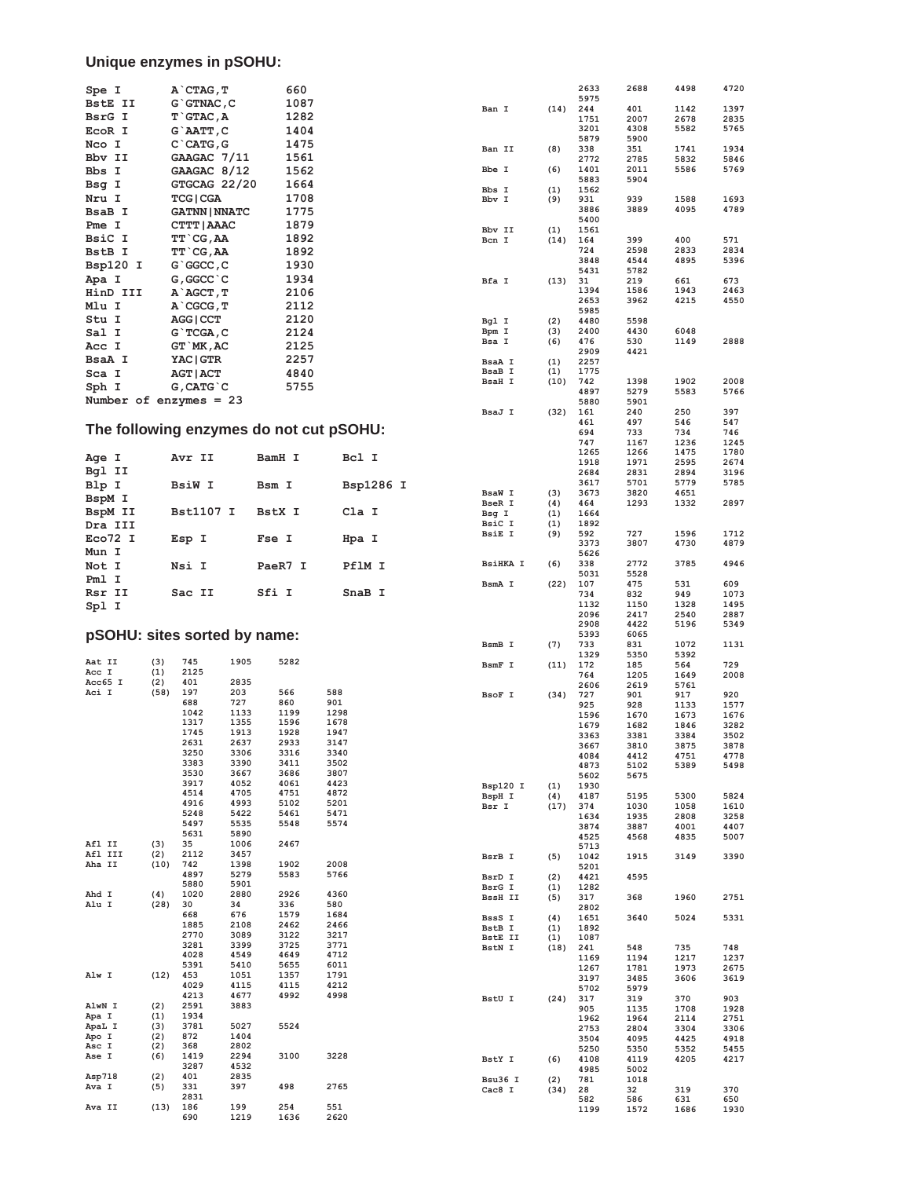## Unique enzymes in pSOHU:

| Enzyme | Site | Position |
|---|---|---|
| Spe I | A`CTAG,T | 660 |
| BstE II | G`GTNAC,C | 1087 |
| BsrG I | T`GTAC,A | 1282 |
| EcoR I | G`AATT,C | 1404 |
| Nco I | C`CATG,G | 1475 |
| Bbv II | GAAGAC 7/11 | 1561 |
| Bbs I | GAAGAC 8/12 | 1562 |
| Bsg I | GTGCAG 22/20 | 1664 |
| Nru I | TCG\|CGA | 1708 |
| BsaB I | GATNN\|NNATC | 1775 |
| Pme I | CTTT\|AAAC | 1879 |
| BsiC I | TT`CG,AA | 1892 |
| BstB I | TT`CG,AA | 1892 |
| Bsp120 I | G`GGCC,C | 1930 |
| Apa I | G,GGCC`C | 1934 |
| HinD III | A`AGCT,T | 2106 |
| Mlu I | A`CGCG,T | 2112 |
| Stu I | AGG\|CCT | 2120 |
| Sal I | G`TCGA,C | 2124 |
| Acc I | GT`MK,AC | 2125 |
| BsaA I | YAC\|GTR | 2257 |
| Sca I | AGT\|ACT | 4840 |
| Sph I | G,CATG`C | 5755 |

Number of enzymes = 23

## The following enzymes do not cut pSOHU:

| | | | |
|---|---|---|---|
| Age I | Avr II | BamH I | Bcl I |
| Bgl II | | | |
| Blp I | BsiW I | Bsm I | Bsp1286 I |
| BspM I | | | |
| BspM II | Bst1107 I | BstX I | Cla I |
| Dra III | | | |
| Eco72 I | Esp I | Fse I | Hpa I |
| Mun I | | | |
| Not I | Nsi I | PaeR7 I | PflM I |
| Pml I | | | |
| Rsr II | Sac II | Sfi I | SnaB I |
| Spl I | | | |

## pSOHU: sites sorted by name:

```
Aat II    (3)   745    1905   5282
Acc I     (1)   2125
Acc65 I   (2)   401    2835
Aci I     (58)  197    203    566    588
                688    727    860    901
                1042   1133   1199   1298
                1317   1355   1596   1678
                1745   1913   1928   1947
                2631   2637   2933   3147
                3250   3306   3316   3340
                3383   3390   3411   3502
                3530   3667   3686   3807
                3917   4052   4061   4423
                4514   4705   4751   4872
                4916   4993   5102   5201
                5248   5422   5461   5471
                5497   5535   5548   5574
                5631   5890
Afl II    (3)   35     1006   2467
Afl III   (2)   2112   3457
Aha II    (10)  742    1398   1902   2008
                4897   5279   5583   5766
                5880   5901
Ahd I     (4)   1020   2880   2926   4360
Alu I     (28)  30     34     336    580
                668    676    1579   1684
                1885   2108   2462   2466
                2770   3089   3122   3217
                3281   3399   3725   3771
                4028   4549   4649   4712
                5391   5410   5655   6011
Alw I     (12)  453    1051   1357   1791
                4029   4115   4115   4212
                4213   4677   4992   4998
AlwN I    (2)   2591   3883
Apa I     (1)   1934
ApaL I    (3)   3781   5027   5524
Apo I     (2)   872    1404
Asc I     (2)   368    2802
Ase I     (6)   1419   2294   3100   3228
                3287   4532
Asp718    (2)   401    2835
Ava I     (5)   331    397    498    2765
                2831
Ava II    (13)  186    199    254    551
                690    1219   1636   2620
                2633   2688   4498   4720
                5975
Ban I     (14)  244    401    1142   1397
                1751   2007   2678   2835
                3201   4308   5582   5765
                5879   5900
Ban II    (8)   338    351    1741   1934
                2772   2785   5832   5846
Bbe I     (6)   1401   2011   5586   5769
                5883   5904
Bbs I     (1)   1562
Bbv I     (9)   931    939    1588   1693
                3886   3889   4095   4789
                5400
Bbv II    (1)   1561
Bcn I     (14)  164    399    400    571
                724    2598   2833   2834
                3848   4544   4895   5396
                5431   5782
Bfa I     (13)  31     219    661    673
                1394   1586   1943   2463
                2653   3962   4215   4550
                5985
Bgl I     (2)   4480   5598
Bpm I     (3)   2400   4430   6048
Bsa I     (6)   476    530    1149   2888
                2909   4421
BsaA I    (1)   2257
BsaB I    (1)   1775
BsaH I    (10)  742    1398   1902   2008
                4897   5279   5583   5766
                5880   5901
BsaJ I    (32)  161    240    250    397
                461    497    546    547
                694    733    734    746
                747    1167   1236   1245
                1265   1266   1475   1780
                1918   1971   2595   2674
                2684   2831   2894   3196
                3617   5701   5779   5785
BsaW I    (3)   3673   3820   4651
BseR I    (4)   464    1293   1332   2897
Bsg I     (1)   1664
BsiC I    (1)   1892
BsiE I    (9)   592    727    1596   1712
                3373   3807   4730   4879
                5626
BsiHKA I  (6)   338    2772   3785   4946
                5031   5528
BsmA I    (22)  107    475    531    609
                734    832    949    1073
                1132   1150   1328   1495
                2096   2417   2540   2887
                2908   4422   5196   5349
                5393   6065
BsmB I    (7)   733    831    1072   1131
                1329   5350   5392
BsmF I    (11)  172    185    564    729
                764    1205   1649   2008
                2606   2619   5761
BsoF I    (34)  727    901    917    920
                925    928    1133   1577
                1596   1670   1673   1676
                1679   1682   1846   3282
                3363   3381   3384   3502
                3667   3810   3875   3878
                4084   4412   4751   4778
                4873   5102   5389   5498
                5602   5675
Bsp120 I  (1)   1930
BspH I    (4)   4187   5195   5300   5824
Bsr I     (17)  374    1030   1058   1610
                1634   1935   2808   3258
                3874   3887   4001   4407
                4525   4568   4835   5007
                5713
BsrB I    (5)   1042   1915   3149   3390
                5201
BsrD I    (2)   4421   4595
BsrG I    (1)   1282
BssH II   (5)   317    368    1960   2751
                2802
BssS I    (4)   1651   3640   5024   5331
BstB I    (1)   1892
BstE II   (1)   1087
BstN I    (18)  241    548    735    748
                1169   1194   1217   1237
                1267   1781   1973   2675
                3197   3485   3606   3619
                5702   5979
BstU I    (24)  317    319    370    903
                905    1135   1708   1928
                1962   1964   2114   2751
                2753   2804   3304   3306
                3504   4095   4425   4918
                5250   5350   5352   5455
BstY I    (6)   4108   4119   4205   4217
                4985   5002
Bsu36 I   (2)   781    1018
Cac8 I    (34)  28     32     319    370
                582    586    631    650
                1199   1572   1686   1930
```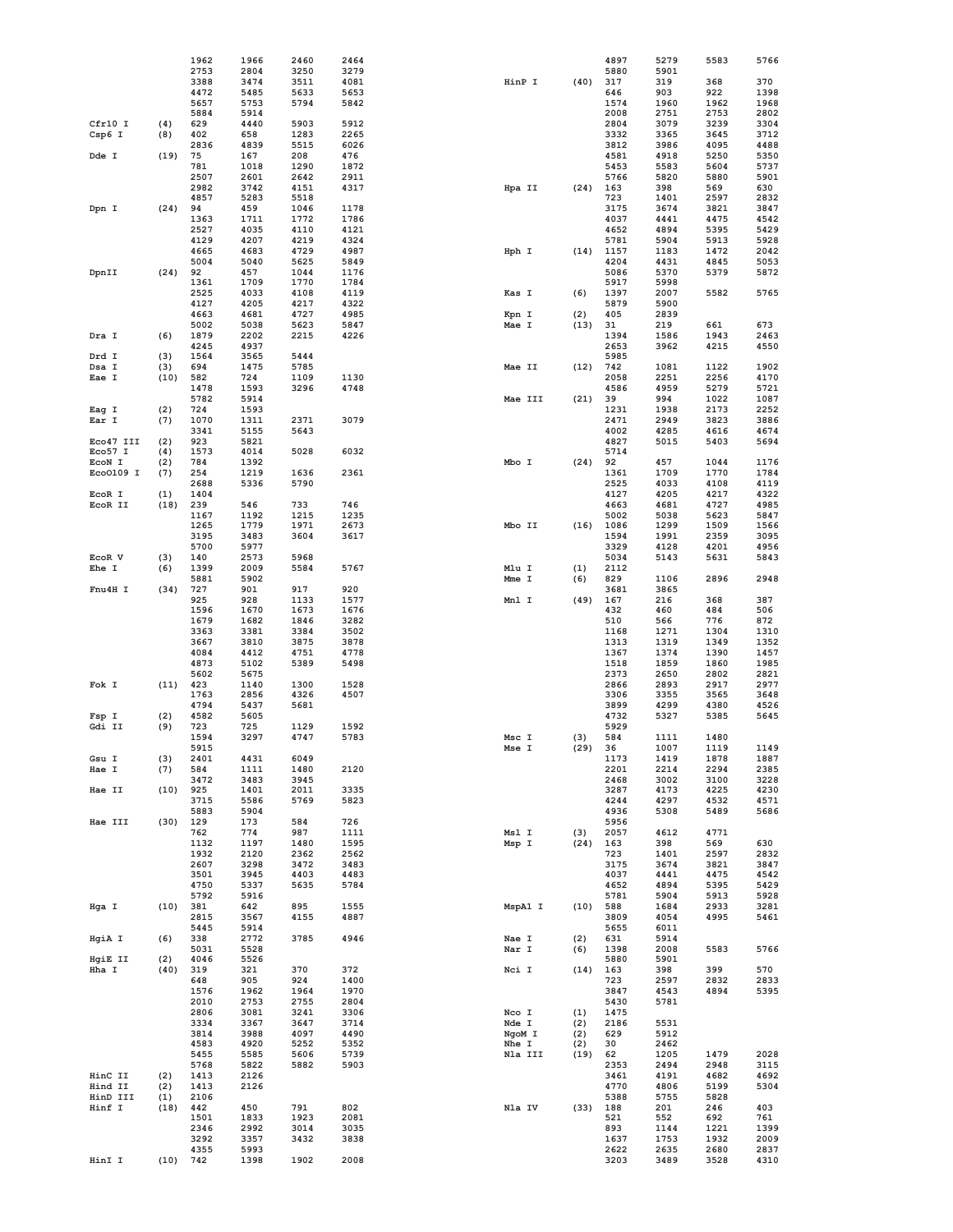| Enzyme | Count | Positions | | | |
|---|---|---|---|---|---|
| | | 1962 | 1966 | 2460 | 2464 |
| | | 2753 | 2804 | 3250 | 3279 |
| | | 3388 | 3474 | 3511 | 4081 |
| | | 4472 | 5485 | 5633 | 5653 |
| | | 5657 | 5753 | 5794 | 5842 |
| | | 5884 | 5914 | | |
| Cfr10 I | (4) | 629 | 4440 | 5903 | 5912 |
| Csp6 I | (8) | 402 | 658 | 1283 | 2265 |
| | | 2836 | 4839 | 5515 | 6026 |
| Dde I | (19) | 75 | 167 | 208 | 476 |
| | | 781 | 1018 | 1290 | 1872 |
| | | 2507 | 2601 | 2642 | 2911 |
| | | 2982 | 3742 | 4151 | 4317 |
| | | 4857 | 5283 | 5518 | |
| Dpn I | (24) | 94 | 459 | 1046 | 1178 |
| | | 1363 | 1711 | 1772 | 1786 |
| | | 2527 | 4035 | 4110 | 4121 |
| | | 4129 | 4207 | 4219 | 4324 |
| | | 4665 | 4683 | 4729 | 4987 |
| | | 5004 | 5040 | 5625 | 5849 |
| DpnII | (24) | 92 | 457 | 1044 | 1176 |
| | | 1361 | 1709 | 1770 | 1784 |
| | | 2525 | 4033 | 4108 | 4119 |
| | | 4127 | 4205 | 4217 | 4322 |
| | | 4663 | 4681 | 4727 | 4985 |
| | | 5002 | 5038 | 5623 | 5847 |
| Dra I | (6) | 1879 | 2202 | 2215 | 4226 |
| | | 4245 | 4937 | | |
| Drd I | (3) | 1564 | 3565 | 5444 | |
| Dsa I | (3) | 694 | 1475 | 5785 | |
| Eae I | (10) | 582 | 724 | 1109 | 1130 |
| | | 1478 | 1593 | 3296 | 4748 |
| | | 5782 | 5914 | | |
| Eag I | (2) | 724 | 1593 | | |
| Ear I | (7) | 1070 | 1311 | 2371 | 3079 |
| | | 3341 | 5155 | 5643 | |
| Eco47 III | (2) | 923 | 5821 | | |
| Eco57 I | (4) | 1573 | 4014 | 5028 | 6032 |
| EcoN I | (2) | 784 | 1392 | | |
| EcoO109 I | (7) | 254 | 1219 | 1636 | 2361 |
| | | 2688 | 5336 | 5790 | |
| EcoR I | (1) | 1404 | | | |
| EcoR II | (18) | 239 | 546 | 733 | 746 |
| | | 1167 | 1192 | 1215 | 1235 |
| | | 1265 | 1779 | 1971 | 2673 |
| | | 3195 | 3483 | 3604 | 3617 |
| | | 5700 | 5977 | | |
| EcoR V | (3) | 140 | 2573 | 5968 | |
| Ehe I | (6) | 1399 | 2009 | 5584 | 5767 |
| | | 5881 | 5902 | | |
| Fnu4H I | (34) | 727 | 901 | 917 | 920 |
| | | 925 | 928 | 1133 | 1577 |
| | | 1596 | 1670 | 1673 | 1676 |
| | | 1679 | 1682 | 1846 | 3282 |
| | | 3363 | 3381 | 3384 | 3502 |
| | | 3667 | 3810 | 3875 | 3878 |
| | | 4084 | 4412 | 4751 | 4778 |
| | | 4873 | 5102 | 5389 | 5498 |
| | | 5602 | 5675 | | |
| Fok I | (11) | 423 | 1140 | 1300 | 1528 |
| | | 1763 | 2856 | 4326 | 4507 |
| | | 4794 | 5437 | 5681 | |
| Fsp I | (2) | 4582 | 5605 | | |
| Gdi II | (9) | 723 | 725 | 1129 | 1592 |
| | | 1594 | 3297 | 4747 | 5783 |
| | | 5915 | | | |
| Gsu I | (3) | 2401 | 4431 | 6049 | |
| Hae I | (7) | 584 | 1111 | 1480 | 2120 |
| | | 3472 | 3483 | 3945 | |
| Hae II | (10) | 925 | 1401 | 2011 | 3335 |
| | | 3715 | 5586 | 5769 | 5823 |
| | | 5883 | 5904 | | |
| Hae III | (30) | 129 | 173 | 584 | 726 |
| | | 762 | 774 | 987 | 1111 |
| | | 1132 | 1197 | 1480 | 1595 |
| | | 1932 | 2120 | 2362 | 2562 |
| | | 2607 | 3298 | 3472 | 3483 |
| | | 3501 | 3945 | 4403 | 4483 |
| | | 4750 | 5337 | 5635 | 5784 |
| | | 5792 | 5916 | | |
| Hga I | (10) | 381 | 642 | 895 | 1555 |
| | | 2815 | 3567 | 4155 | 4887 |
| | | 5445 | 5914 | | |
| HgiA I | (6) | 338 | 2772 | 3785 | 4946 |
| | | 5031 | 5528 | | |
| HgiE II | (2) | 4046 | 5526 | | |
| Hha I | (40) | 319 | 321 | 370 | 372 |
| | | 648 | 905 | 924 | 1400 |
| | | 1576 | 1962 | 1964 | 1970 |
| | | 2010 | 2753 | 2755 | 2804 |
| | | 2806 | 3081 | 3241 | 3306 |
| | | 3334 | 3367 | 3647 | 3714 |
| | | 3814 | 3988 | 4097 | 4490 |
| | | 4583 | 4920 | 5252 | 5352 |
| | | 5455 | 5585 | 5606 | 5739 |
| | | 5768 | 5822 | 5882 | 5903 |
| HinC II | (2) | 1413 | 2126 | | |
| Hind II | (2) | 1413 | 2126 | | |
| HinD III | (1) | 2106 | | | |
| Hinf I | (18) | 442 | 450 | 791 | 802 |
| | | 1501 | 1833 | 1923 | 2081 |
| | | 2346 | 2992 | 3014 | 3035 |
| | | 3292 | 3357 | 3432 | 3838 |
| | | 4355 | 5993 | | |
| HinI I | (10) | 742 | 1398 | 1902 | 2008 |
| | | 4897 | 5279 | 5583 | 5766 |
| | | 5880 | 5901 | | |
| HinP I | (40) | 317 | 319 | 368 | 370 |
| | | 646 | 903 | 922 | 1398 |
| | | 1574 | 1960 | 1962 | 1968 |
| | | 2008 | 2751 | 2753 | 2802 |
| | | 2804 | 3079 | 3239 | 3304 |
| | | 3332 | 3365 | 3645 | 3712 |
| | | 3812 | 3986 | 4095 | 4488 |
| | | 4581 | 4918 | 5250 | 5350 |
| | | 5453 | 5583 | 5604 | 5737 |
| | | 5766 | 5820 | 5880 | 5901 |
| Hpa II | (24) | 163 | 398 | 569 | 630 |
| | | 723 | 1401 | 2597 | 2832 |
| | | 3175 | 3674 | 3821 | 3847 |
| | | 4037 | 4441 | 4475 | 4542 |
| | | 4652 | 4894 | 5395 | 5429 |
| | | 5781 | 5904 | 5913 | 5928 |
| Hph I | (14) | 1157 | 1183 | 1472 | 2042 |
| | | 4204 | 4431 | 4845 | 5053 |
| | | 5086 | 5370 | 5379 | 5872 |
| | | 5917 | 5998 | | |
| Kas I | (6) | 1397 | 2007 | 5582 | 5765 |
| | | 5879 | 5900 | | |
| Kpn I | (2) | 405 | 2839 | | |
| Mae I | (13) | 31 | 219 | 661 | 673 |
| | | 1394 | 1586 | 1943 | 2463 |
| | | 2653 | 3962 | 4215 | 4550 |
| | | 5985 | | | |
| Mae II | (12) | 742 | 1081 | 1122 | 1902 |
| | | 2058 | 2251 | 2256 | 4170 |
| | | 4586 | 4959 | 5279 | 5721 |
| Mae III | (21) | 39 | 994 | 1022 | 1087 |
| | | 1231 | 1938 | 2173 | 2252 |
| | | 2471 | 2949 | 3823 | 3886 |
| | | 4002 | 4285 | 4616 | 4674 |
| | | 4827 | 5015 | 5403 | 5694 |
| | | 5714 | | | |
| Mbo I | (24) | 92 | 457 | 1044 | 1176 |
| | | 1361 | 1709 | 1770 | 1784 |
| | | 2525 | 4033 | 4108 | 4119 |
| | | 4127 | 4205 | 4217 | 4322 |
| | | 4663 | 4681 | 4727 | 4985 |
| | | 5002 | 5038 | 5623 | 5847 |
| Mbo II | (16) | 1086 | 1299 | 1509 | 1566 |
| | | 1594 | 1991 | 2359 | 3095 |
| | | 3329 | 4128 | 4201 | 4956 |
| | | 5034 | 5143 | 5631 | 5843 |
| Mlu I | (1) | 2112 | | | |
| Mme I | (6) | 829 | 1106 | 2896 | 2948 |
| | | 3681 | 3865 | | |
| Mnl I | (49) | 167 | 216 | 368 | 387 |
| | | 432 | 460 | 484 | 506 |
| | | 510 | 566 | 776 | 872 |
| | | 1168 | 1271 | 1304 | 1310 |
| | | 1313 | 1319 | 1349 | 1352 |
| | | 1367 | 1374 | 1390 | 1457 |
| | | 1518 | 1859 | 1860 | 1985 |
| | | 2373 | 2650 | 2802 | 2821 |
| | | 2866 | 2893 | 2917 | 2977 |
| | | 3306 | 3355 | 3565 | 3648 |
| | | 3899 | 4299 | 4380 | 4526 |
| | | 4732 | 5327 | 5385 | 5645 |
| | | 5929 | | | |
| Msc I | (3) | 584 | 1111 | 1480 | |
| Mse I | (29) | 36 | 1007 | 1119 | 1149 |
| | | 1173 | 1419 | 1878 | 1887 |
| | | 2201 | 2214 | 2294 | 2385 |
| | | 2468 | 3002 | 3100 | 3228 |
| | | 3287 | 4173 | 4225 | 4230 |
| | | 4244 | 4297 | 4532 | 4571 |
| | | 4936 | 5308 | 5489 | 5686 |
| | | 5956 | | | |
| Msl I | (3) | 2057 | 4612 | 4771 | |
| Msp I | (24) | 163 | 398 | 569 | 630 |
| | | 723 | 1401 | 2597 | 2832 |
| | | 3175 | 3674 | 3821 | 3847 |
| | | 4037 | 4441 | 4475 | 4542 |
| | | 4652 | 4894 | 5395 | 5429 |
| | | 5781 | 5904 | 5913 | 5928 |
| MspA1 I | (10) | 588 | 1684 | 2933 | 3281 |
| | | 3809 | 4054 | 4995 | 5461 |
| | | 5655 | 6011 | | |
| Nae I | (2) | 631 | 5914 | | |
| Nar I | (6) | 1398 | 2008 | 5583 | 5766 |
| | | 5880 | 5901 | | |
| Nci I | (14) | 163 | 398 | 399 | 570 |
| | | 723 | 2597 | 2832 | 2833 |
| | | 3847 | 4543 | 4894 | 5395 |
| | | 5430 | 5781 | | |
| Nco I | (1) | 1475 | | | |
| Nde I | (2) | 2186 | 5531 | | |
| NgoM I | (2) | 629 | 5912 | | |
| Nhe I | (2) | 30 | 2462 | | |
| Nla III | (19) | 62 | 1205 | 1479 | 2028 |
| | | 2353 | 2494 | 2948 | 3115 |
| | | 3461 | 4191 | 4682 | 4692 |
| | | 4770 | 4806 | 5199 | 5304 |
| | | 5388 | 5755 | 5828 | |
| Nla IV | (33) | 188 | 201 | 246 | 403 |
| | | 521 | 552 | 692 | 761 |
| | | 893 | 1144 | 1221 | 1399 |
| | | 1637 | 1753 | 1932 | 2009 |
| | | 2622 | 2635 | 2680 | 2837 |
| | | 3203 | 3489 | 3528 | 4310 |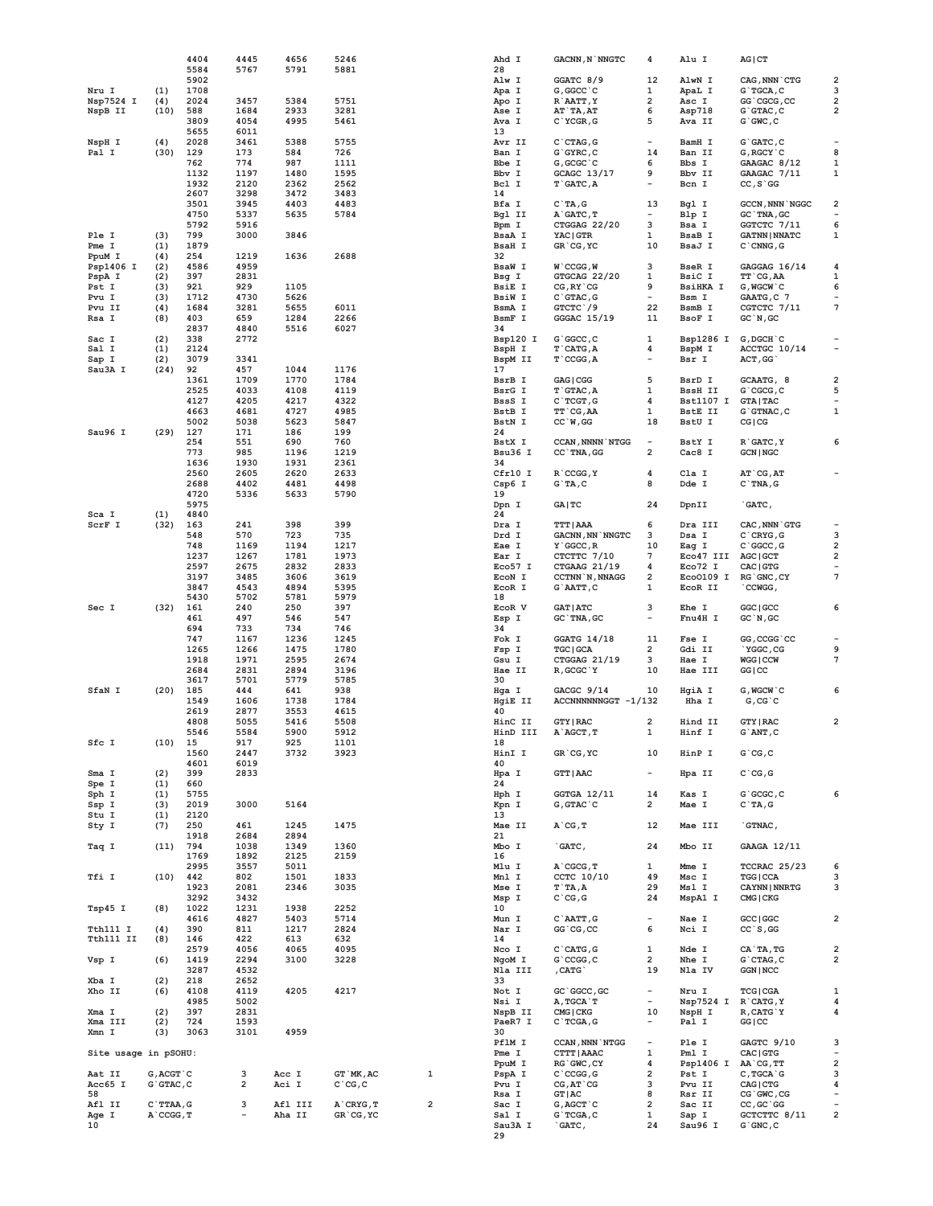| Enzyme | No. | Positions |
|---|---|---|
| | | 4404 4445 4656 5246 5584 5767 5791 5881 5902 |
| Nru I | (1) | 1708 |
| Nsp7524 I | (4) | 2024 3457 5384 5751 |
| NspB II | (10) | 588 1684 2933 3281 3809 4054 4995 5461 5655 6011 |
| NspH I | (4) | 2028 3461 5388 5755 |
| Pal I | (30) | 129 173 584 726 762 774 987 1111 1132 1197 1480 1595 1932 2120 2362 2562 2607 3298 3472 3483 3501 3945 4403 4483 4750 5337 5635 5784 5792 5916 |
| Ple I | (3) | 799 3000 3846 |
| Pme I | (1) | 1879 |
| PpuM I | (4) | 254 1219 1636 2688 |
| Psp1406 I | (2) | 4586 4959 |
| PspA I | (2) | 397 2831 |
| Pst I | (3) | 921 929 1105 |
| Pvu I | (3) | 1712 4730 5626 |
| Pvu II | (4) | 1684 3281 5655 6011 |
| Rsa I | (8) | 403 659 1284 2266 2837 4840 5516 6027 |
| Sac I | (2) | 338 2772 |
| Sal I | (1) | 2124 |
| Sap I | (2) | 3079 3341 |
| Sau3A I | (24) | 92 457 1044 1176 1361 1709 1770 1784 2525 4033 4108 4119 4127 4205 4217 4322 4663 4681 4727 4985 5002 5038 5623 5847 |
| Sau96 I | (29) | 127 171 186 199 254 551 690 760 773 985 1196 1219 1636 1930 1931 2361 2560 2605 2620 2633 2688 4402 4481 4498 4720 5336 5633 5790 5975 |
| Sca I | (1) | 4840 |
| ScrF I | (32) | 163 241 398 399 548 570 723 735 748 1169 1194 1217 1237 1267 1781 1973 2597 2675 2832 2833 3197 3485 3606 3619 3847 4543 4894 5395 5430 5702 5781 5979 |
| Sec I | (32) | 161 240 250 397 461 497 546 547 694 733 734 746 747 1167 1236 1245 1265 1266 1475 1780 1918 1971 2595 2674 2684 2831 2894 3196 3617 5701 5779 5785 |
| SfaN I | (20) | 185 444 641 938 1549 1606 1738 1784 2619 2877 3553 4615 4808 5055 5416 5508 5546 5584 5900 5912 |
| Sfc I | (10) | 15 917 925 1101 1560 2447 3732 3923 4601 6019 |
| Sma I | (2) | 399 2833 |
| Spe I | (1) | 660 |
| Sph I | (1) | 5755 |
| Ssp I | (3) | 2019 3000 5164 |
| Stu I | (1) | 2120 |
| Sty I | (7) | 250 461 1245 1475 1918 2684 2894 |
| Taq I | (11) | 794 1038 1349 1360 1769 1892 2125 2159 2995 3557 5011 |
| Tfi I | (10) | 442 802 1501 1833 1923 2081 2346 3035 3292 3432 |
| Tsp45 I | (8) | 1022 1231 1938 2252 4616 4827 5403 5714 |
| Tth111 I | (4) | 390 811 1217 2824 |
| Tth111 II | (8) | 146 422 613 632 2579 4056 4065 4095 |
| Vsp I | (6) | 1419 2294 3100 3228 3287 4532 |
| Xba I | (2) | 218 2652 |
| Xho II | (6) | 4108 4119 4205 4217 4985 5002 |
| Xma I | (2) | 397 2831 |
| Xma III | (2) | 724 1593 |
| Xmn I | (3) | 3063 3101 4959 |

Site usage in pSOHU:

| Enzyme | Site | No. | Enzyme | Site | No. |
|---|---|---|---|---|---|
| Aat II | G,ACGT`C | 3 | Acc I | GT`MK,AC | 1 |
| Acc65 I | G`GTAC,C | 2 | Aci I | C`CG,C | 58 |
| Afl II | C`TTAA,G | 3 | Afl III | A`CRYG,T | 2 |
| Age I | A`CCGG,T | - | Aha II | GR`CG,YC | 10 |
| Ahd I | GACNN,N`NNGTC | 4 | Alu I | AG\|CT | 28 |
| Alw I | GGATC 8/9 | 12 | AlwN I | CAG,NNN`CTG | 2 |
| Apa I | G,GGCC`C | 1 | ApaL I | G`TGCA,C | 3 |
| Apo I | R`AATT,Y | 2 | Asc I | GG`CGCG,CC | 2 |
| Ase I | AT`TA,AT | 6 | Asp718 | G`GTAC,C | 2 |
| Ava I | C`YCGR,G | 5 | Ava II | G`GWC,C | 13 |
| Avr II | C`CTAG,G | - | BamH I | G`GATC,C | - |
| Ban I | G`GYRC,C | 14 | Ban II | G,RGCY`C | 8 |
| Bbe I | G,GCGC`C | 6 | Bbs I | GAAGAC 8/12 | 1 |
| Bbv I | GCAGC 13/17 | 9 | Bbv II | GAAGAC 7/11 | 1 |
| Bcl I | T`GATC,A | - | Bcn I | CC,S`GG | 14 |
| Bfa I | C`TA,G | 13 | Bgl I | GCCN,NNN`NGGC | 2 |
| Bgl II | A`GATC,T | - | Blp I | GC`TNA,GC | - |
| Bpm I | CTGGAG 22/20 | 3 | Bsa I | GGTCTC 7/11 | 6 |
| BsaA I | YAC\|GTR | 1 | BsaB I | GATNN\|NNATC | 1 |
| BsaH I | GR`CG,YC | 10 | BsaJ I | C`CNNG,G | 32 |
| BsaW I | W`CCGG,W | 3 | BseR I | GAGGAG 16/14 | 4 |
| Bsg I | GTGCAG 22/20 | 1 | BsiC I | TT`CG,AA | 1 |
| BsiE I | CG,RY`CG | 9 | BsiHKA I | G,WGCW`C | 6 |
| BsiW I | C`GTAC,G | - | Bsm I | GAATG,C 7 | - |
| BsmA I | GTCTC`/9 | 22 | BsmB I | CGTCTC 7/11 | 7 |
| BsmF I | GGGAC 15/19 | 11 | BsoF I | GC`N,GC | 34 |
| Bsp120 I | G`GGCC,C | 1 | Bsp1286 I | G,DGCH`C | - |
| BspH I | T`CATG,A | 4 | BspM I | ACCTGC 10/14 | - |
| BspM II | T`CCGG,A | - | Bsr I | ACT,GG` | 17 |
| BsrB I | GAG\|CGG | 5 | BsrD I | GCAATG, 8 | 2 |
| BsrG I | T`GTAC,A | 1 | BssH II | G`CGCG,C | 5 |
| BssS I | C`TCGT,G | 4 | Bst1107 I | GTA\|TAC | - |
| BstB I | TT`CG,AA | 1 | BstE II | G`GTNAC,C | 1 |
| BstN I | CC`W,GG | 18 | BstU I | CG\|CG | 24 |
| BstX I | CCAN,NNNN`NTGG | - | BstY I | R`GATC,Y | 6 |
| Bsu36 I | CC`TNA,GG | 2 | Cac8 I | GCN\|NGC | 34 |
| Cfr10 I | R`CCGG,Y | 4 | Cla I | AT`CG,AT | - |
| Csp6 I | G`TA,C | 8 | Dde I | C`TNA,G | 19 |
| Dpn I | GA\|TC | 24 | DpnII | `GATC, | 24 |
| Dra I | TTT\|AAA | 6 | Dra III | CAC,NNN`GTG | - |
| Drd I | GACNN,NN`NNGTC | 3 | Dsa I | C`CRYG,G | 3 |
| Eae I | Y`GGCC,R | 10 | Eag I | C`GGCC,G | 2 |
| Ear I | CTCTTC 7/10 | 7 | Eco47 III | AGC\|GCT | 2 |
| Eco57 I | CTGAAG 21/19 | 4 | Eco72 I | CAC\|GTG | - |
| EcoN I | CCTNN`N,NNAGG | 2 | EcoO109 I | RG`GNC,CY | 7 |
| EcoR I | G`AATT,C | 1 | EcoR II | `CCWGG, | 18 |
| EcoR V | GAT\|ATC | 3 | Ehe I | GGC\|GCC | 6 |
| Esp I | GC`TNA,GC | - | Fnu4H I | GC`N,GC | 34 |
| Fok I | GGATG 14/18 | 11 | Fse I | GG,CCGG`CC | - |
| Fsp I | TGC\|GCA | 2 | Gdi II | `YGGCC,G | 9 |
| Gsu I | CTGGAG 21/19 | 3 | Hae I | WGG\|CCW | 7 |
| Hae II | R,GCGC`Y | 10 | Hae III | GG\|CC | 30 |
| Hga I | GACGC 9/14 | 10 | HgiA I | G,WGCW`C | 6 |
| HgiE II | ACCNNNNNNNGGT -1/132 | | Hha I | G,CG`C | 40 |
| HinC II | GTY\|RAC | 2 | Hind II | GTY\|RAC | 2 |
| HinD III | A`AGCT,T | 1 | Hinf I | G`ANT,C | 18 |
| HinI I | GR`CG,YC | 10 | HinP I | G`CG,C | 40 |
| Hpa I | GTT\|AAC | - | Hpa II | C`CG,G | 24 |
| Hph I | GGTGA 12/11 | 14 | Kas I | G`GCGC,C | 6 |
| Kpn I | G,GTAC`C | 2 | Mae I | C`TA,G | 13 |
| Mae II | A`CG,T | 12 | Mae III | `GTNAC, | 21 |
| Mbo I | `GATC, | 24 | Mbo II | GAAGA 12/11 | 16 |
| Mlu I | A`CGCG,T | 1 | Mme I | TCCRAC 25/23 | 6 |
| Mnl I | CCTC 10/10 | 49 | Msc I | TGG\|CCA | 3 |
| Mse I | T`TA,A | 29 | Msl I | CAYNN\|NNRTG | 3 |
| Msp I | C`CG,G | 24 | MspA1 I | CMG\|CKG | 10 |
| Mun I | C`AATT,G | - | Nae I | GCC\|GGC | 2 |
| Nar I | GG`CG,CC | 6 | Nci I | CC`S,GG | 14 |
| Nco I | C`CATG,G | 1 | Nde I | CA`TA,TG | 2 |
| NgoM I | G`CCGG,C | 2 | Nhe I | G`CTAG,C | 2 |
| Nla III | ,CATG` | 19 | Nla IV | GGN\|NCC | 33 |
| Not I | GC`GGCC,GC | - | Nru I | TCG\|CGA | 1 |
| Nsi I | A,TGCA`T | - | Nsp7524 I | R`CATG,Y | 4 |
| NspB II | CMG\|CKG | 10 | NspH I | R,CATG`Y | 4 |
| PaeR7 I | C`TCGA,G | - | Pal I | GG\|CC | 30 |
| PflM I | CCAN,NNN`NTGG | - | Ple I | GAGTC 9/10 | 3 |
| Pme I | CTTT\|AAAC | 1 | Pml I | CAC\|GTG | - |
| PpuM I | RG`GWC,CY | 4 | Psp1406 I | AA`CG,TT | 2 |
| PspA I | C`CCGG,G | 2 | Pst I | C,TGCA`G | 3 |
| Pvu I | CG,AT`CG | 3 | Pvu II | CAG\|CTG | 4 |
| Rsa I | GT\|AC | 8 | Rsr II | CG`GWC,CG | - |
| Sac I | G,AGCT`C | 2 | Sac II | CC,GC`GG | - |
| Sal I | G`TCGA,C | 1 | Sap I | GCTCTTC 8/11 | 2 |
| Sau3A I | `GATC, | 24 | Sau96 I | G`GNC,C | 29 |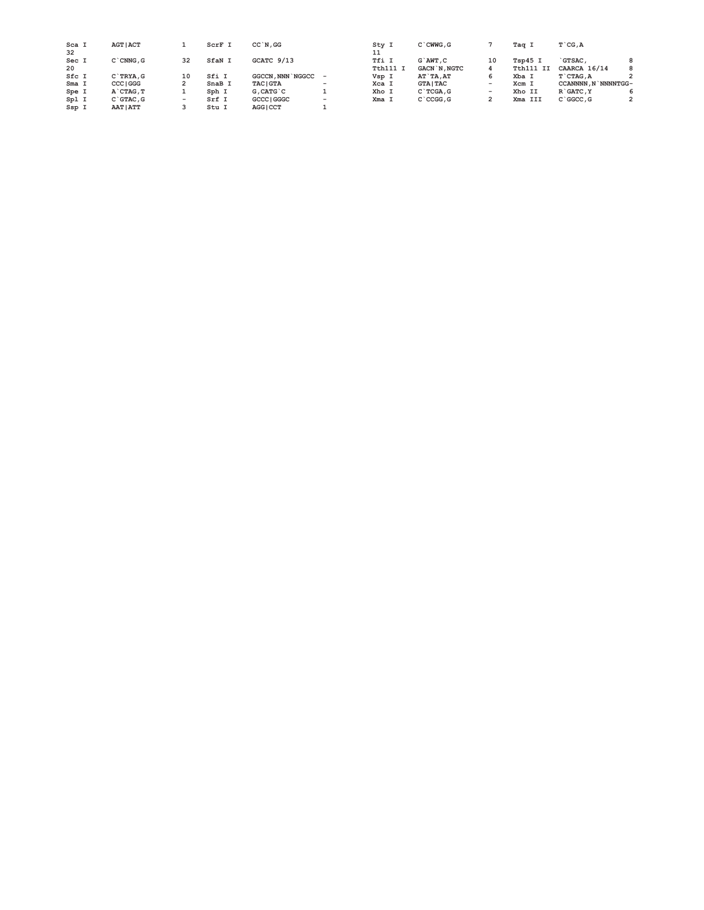| | | | | | | | | | | | |
|---|---|---|---|---|---|---|---|---|---|---|---|
| Sca I | AGT\|ACT | 1 | ScrF I | CC`N,GG | | Sty I | C`CWWG,G | 7 | Taq I | T`CG,A | |
| 32 | | | | | | 11 | | | | | |
| Sec I | C`CNNG,G | 32 | SfaN I | GCATC 9/13 | | Tfi I | G`AWT,C | 10 | Tsp45 I | `GTSAC, | 8 |
| 20 | | | | | | Tth111 I | GACN`N,NGTC | 4 | Tth111 II | CAARCA 16/14 | 8 |
| Sfc I | C`TRYA,G | 10 | Sfi I | GGCCN,NNN`NGGCC | - | Vsp I | AT`TA,AT | 6 | Xba I | T`CTAG,A | 2 |
| Sma I | CCC\|GGG | 2 | SnaB I | TAC\|GTA | - | Xca I | GTA\|TAC | - | Xcm I | CCANNNN,N`NNNNTGG- | |
| Spe I | A`CTAG,T | 1 | Sph I | G,CATG`C | 1 | Xho I | C`TCGA,G | - | Xho II | R`GATC,Y | 6 |
| Spl I | C`GTAC,G | - | Srf I | GCCC\|GGGC | - | Xma I | C`CCGG,G | 2 | Xma III | C`GGCC,G | 2 |
| Ssp I | AAT\|ATT | 3 | Stu I | AGG\|CCT | 1 | | | | | | |